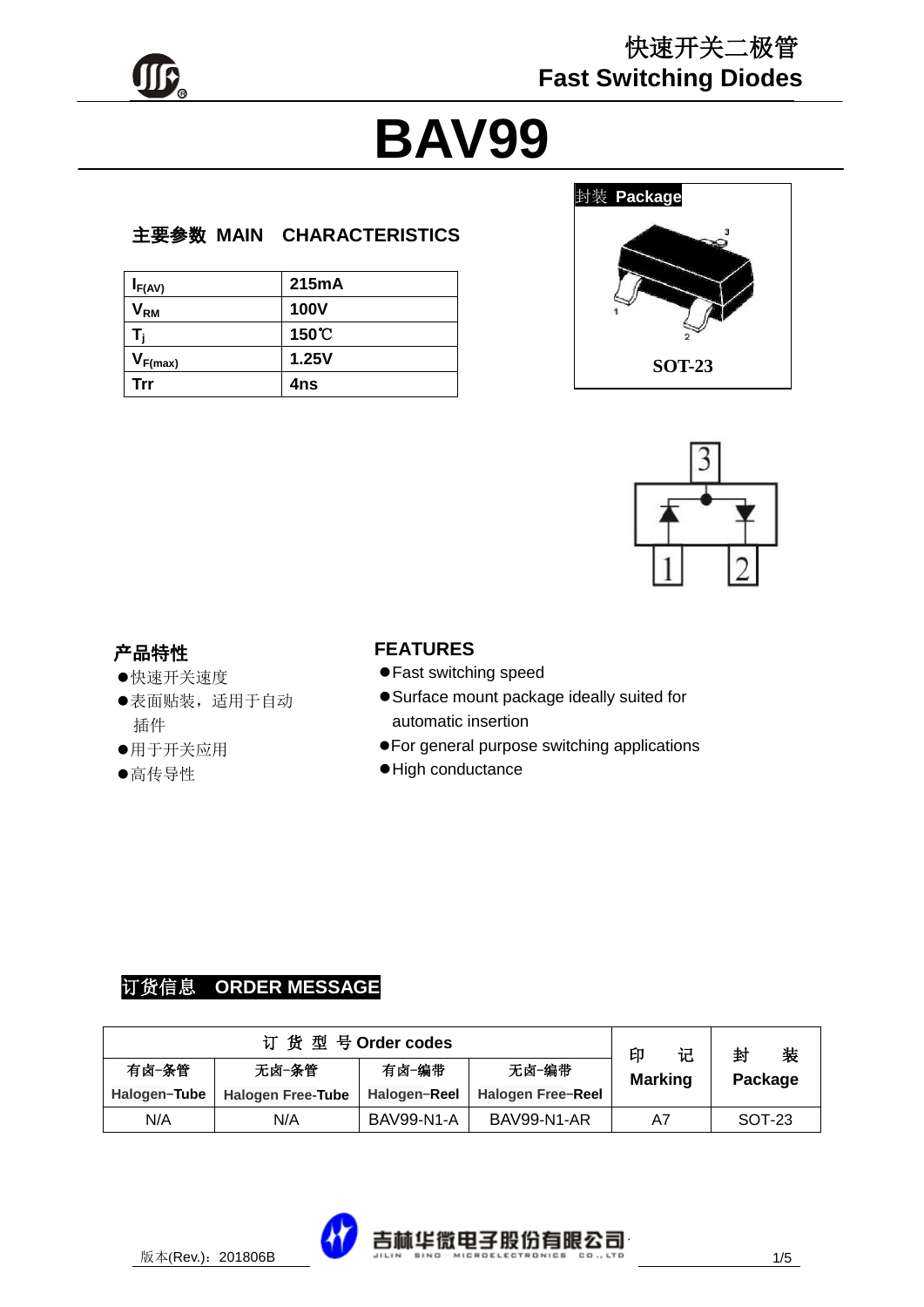快速开关二极管
Fast Switching Diodes

# BAV99

## 主要参数 MAIN CHARACTERISTICS

| | |
|---|---|
| $I_{F(AV)}$ | 215mA |
| $V_{RM}$ | 100V |
| $T_j$ | 150℃ |
| $V_{F(max)}$ | 1.25V |
| Trr | 4ns |

封装 Package

SOT-23

## 产品特性

- 快速开关速度
- 表面贴装，适用于自动插件
- 用于开关应用
- 高传导性

## FEATURES

- Fast switching speed
- Surface mount package ideally suited for automatic insertion
- For general purpose switching applications
- High conductance

## 订货信息 ORDER MESSAGE

| 订 货 型 号 Order codes | | | | 印 记 Marking | 封 装 Package |
|---|---|---|---|---|---|
| 有卤-条管 Halogen-Tube | 无卤-条管 Halogen Free-Tube | 有卤-编带 Halogen-Reel | 无卤-编带 Halogen Free-Reel | | |
| N/A | N/A | BAV99-N1-A | BAV99-N1-AR | A7 | SOT-23 |

版本(Rev.)：201806B

吉林华微电子股份有限公司 JILIN SINO MICROELECTRONICS CO., LTD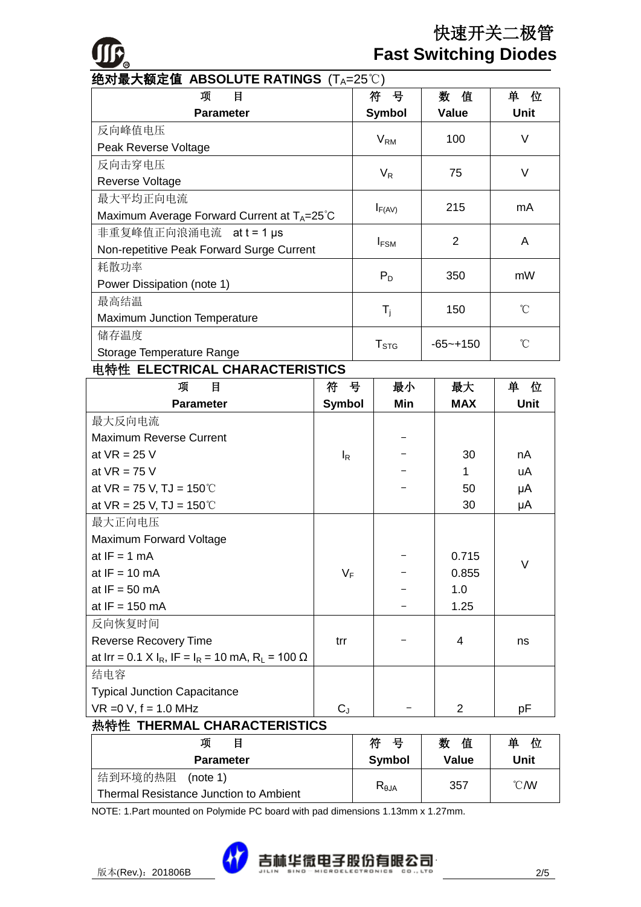# 快速开关二极管
# Fast Switching Diodes

## 绝对最大额定值 ABSOLUTE RATINGS ($T_A$=25℃)

| 项 目<br>Parameter | 符 号<br>Symbol | 数 值<br>Value | 单 位<br>Unit |
|---|---|---|---|
| 反向峰值电压<br>Peak Reverse Voltage | $V_{RM}$ | 100 | V |
| 反向击穿电压<br>Reverse Voltage | $V_R$ | 75 | V |
| 最大平均正向电流<br>Maximum Average Forward Current at $T_A$=25℃ | $I_{F(AV)}$ | 215 | mA |
| 非重复峰值正向浪涌电流 at t = 1 μs<br>Non-repetitive Peak Forward Surge Current | $I_{FSM}$ | 2 | A |
| 耗散功率<br>Power Dissipation (note 1) | $P_D$ | 350 | mW |
| 最高结温<br>Maximum Junction Temperature | $T_j$ | 150 | ℃ |
| 储存温度<br>Storage Temperature Range | $T_{STG}$ | -65~+150 | ℃ |

## 电特性 ELECTRICAL CHARACTERISTICS

| 项 目<br>Parameter | 符 号<br>Symbol | 最小<br>Min | 最大<br>MAX | 单 位<br>Unit |
|---|---|---|---|---|
| 最大反向电流<br>Maximum Reverse Current | $I_R$ | － | | |
| at VR = 25 V | | － | 30 | nA |
| at VR = 75 V | | － | 1 | uA |
| at VR = 75 V, TJ = 150℃ | | － | 50 | μA |
| at VR = 25 V, TJ = 150℃ | | | 30 | μA |
| 最大正向电压<br>Maximum Forward Voltage | $V_F$ | | | V |
| at IF = 1 mA | | － | 0.715 | |
| at IF = 10 mA | | － | 0.855 | |
| at IF = 50 mA | | － | 1.0 | |
| at IF = 150 mA | | － | 1.25 | |
| 反向恢复时间<br>Reverse Recovery Time<br>at Irr = 0.1 X $I_R$, IF = $I_R$ = 10 mA, $R_L$ = 100 Ω | trr | － | 4 | ns |
| 结电容<br>Typical Junction Capacitance<br>VR =0 V, f = 1.0 MHz | $C_J$ | － | 2 | pF |

## 热特性 THERMAL CHARACTERISTICS

| 项 目<br>Parameter | 符 号<br>Symbol | 数 值<br>Value | 单 位<br>Unit |
|---|---|---|---|
| 结到环境的热阻 (note 1)<br>Thermal Resistance Junction to Ambient | $R_{θJA}$ | 357 | ℃/W |

NOTE: 1.Part mounted on Polymide PC board with pad dimensions 1.13mm x 1.27mm.

版本(Rev.)：201806B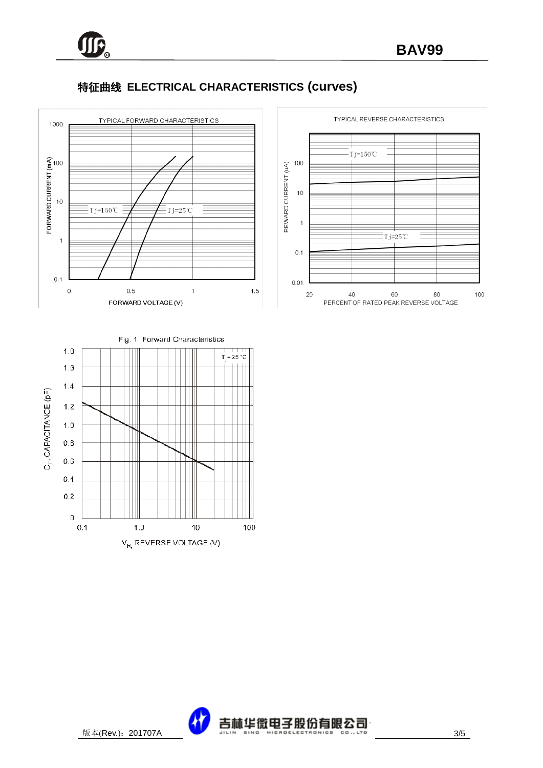## 特征曲线 ELECTRICAL CHARACTERISTICS (curves)

TYPICAL FORWARD CHARACTERISTICS

FORWARD CURRENT (mA)

1000, 100, 10, 1, 0.1

Tj=150℃ Tj=25℃

0, 0.5, 1, 1.5

FORWARD VOLTAGE (V)

TYPICAL REVERSE CHARACTERISTICS

REWARD CURRENT (uA)

100, 10, 1, 0.1, 0.01

Tj=150℃ Tj=25℃

20, 40, 60, 80, 100

PERCENT OF RATED PEAK REVERSE VOLTAGE

Fig. 1 Forward Characteristics

$C_T$, CAPACITANCE (pF)

1.8, 1.6, 1.4, 1.2, 1.0, 0.8, 0.6, 0.4, 0.2, 0

$T_j$ = 25 °C

0.1, 1.0, 10, 100

$V_R$, REVERSE VOLTAGE (V)

版本(Rev.)：201707A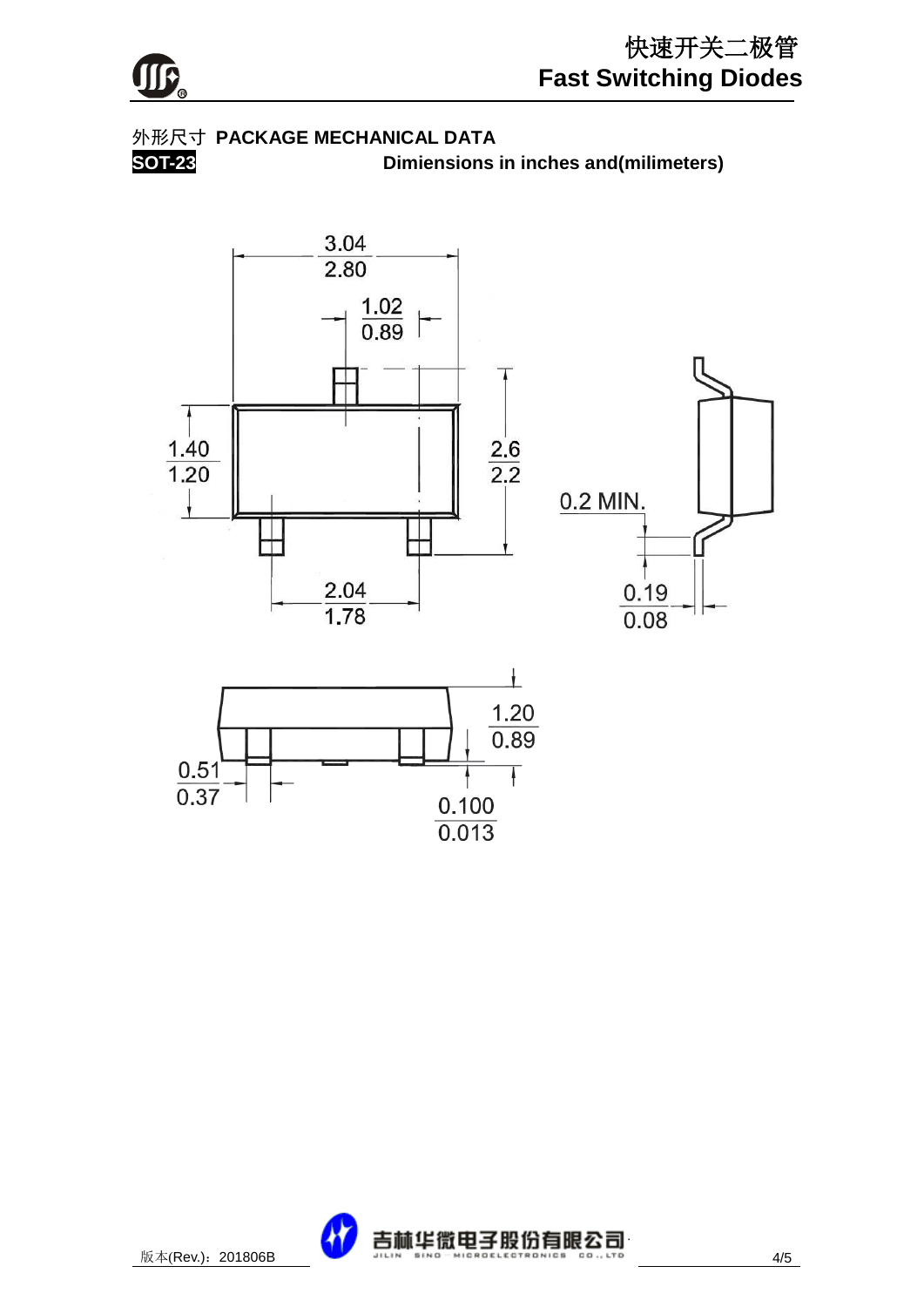## 外形尺寸 PACKAGE MECHANICAL DATA

**SOT-23**

**Dimiensions in inches and(milimeters)**

3.04
2.80

1.02
0.89

1.40
1.20

2.6
2.2

0.2 MIN.

2.04
1.78

0.19
0.08

1.20
0.89

0.51
0.37

0.100
0.013

版本(Rev.)：201806B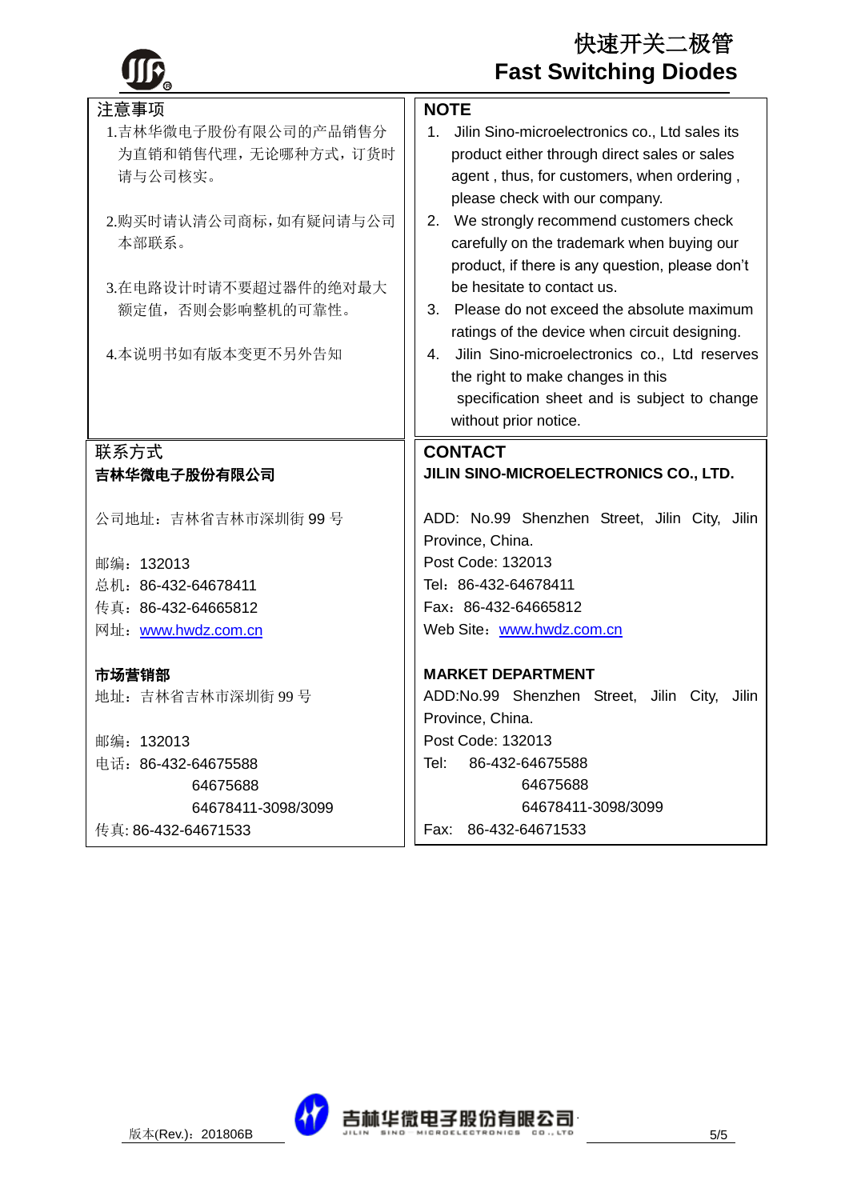## 注意事项

1.吉林华微电子股份有限公司的产品销售分为直销和销售代理，无论哪种方式，订货时请与公司核实。

2.购买时请认清公司商标，如有疑问请与公司本部联系。

3.在电路设计时请不要超过器件的绝对最大额定值，否则会影响整机的可靠性。

4.本说明书如有版本变更不另外告知

## NOTE

1. Jilin Sino-microelectronics co., Ltd sales its product either through direct sales or sales agent , thus, for customers, when ordering , please check with our company.
2. We strongly recommend customers check carefully on the trademark when buying our product, if there is any question, please don't be hesitate to contact us.
3. Please do not exceed the absolute maximum ratings of the device when circuit designing.
4. Jilin Sino-microelectronics co., Ltd reserves the right to make changes in this specification sheet and is subject to change without prior notice.

## 联系方式

**吉林华微电子股份有限公司**

公司地址：吉林省吉林市深圳街 99 号

邮编：132013
总机：86-432-64678411
传真：86-432-64665812
网址：www.hwdz.com.cn

**市场营销部**

地址：吉林省吉林市深圳街 99 号

邮编：132013
电话：86-432-64675588
64675688
64678411-3098/3099
传真: 86-432-64671533

## CONTACT

**JILIN SINO-MICROELECTRONICS CO., LTD.**

ADD: No.99 Shenzhen Street, Jilin City, Jilin Province, China.
Post Code: 132013
Tel：86-432-64678411
Fax：86-432-64665812
Web Site：www.hwdz.com.cn

**MARKET DEPARTMENT**

ADD:No.99 Shenzhen Street, Jilin City, Jilin Province, China.
Post Code: 132013
Tel: 86-432-64675588
64675688
64678411-3098/3099
Fax: 86-432-64671533

版本(Rev.)：201806B